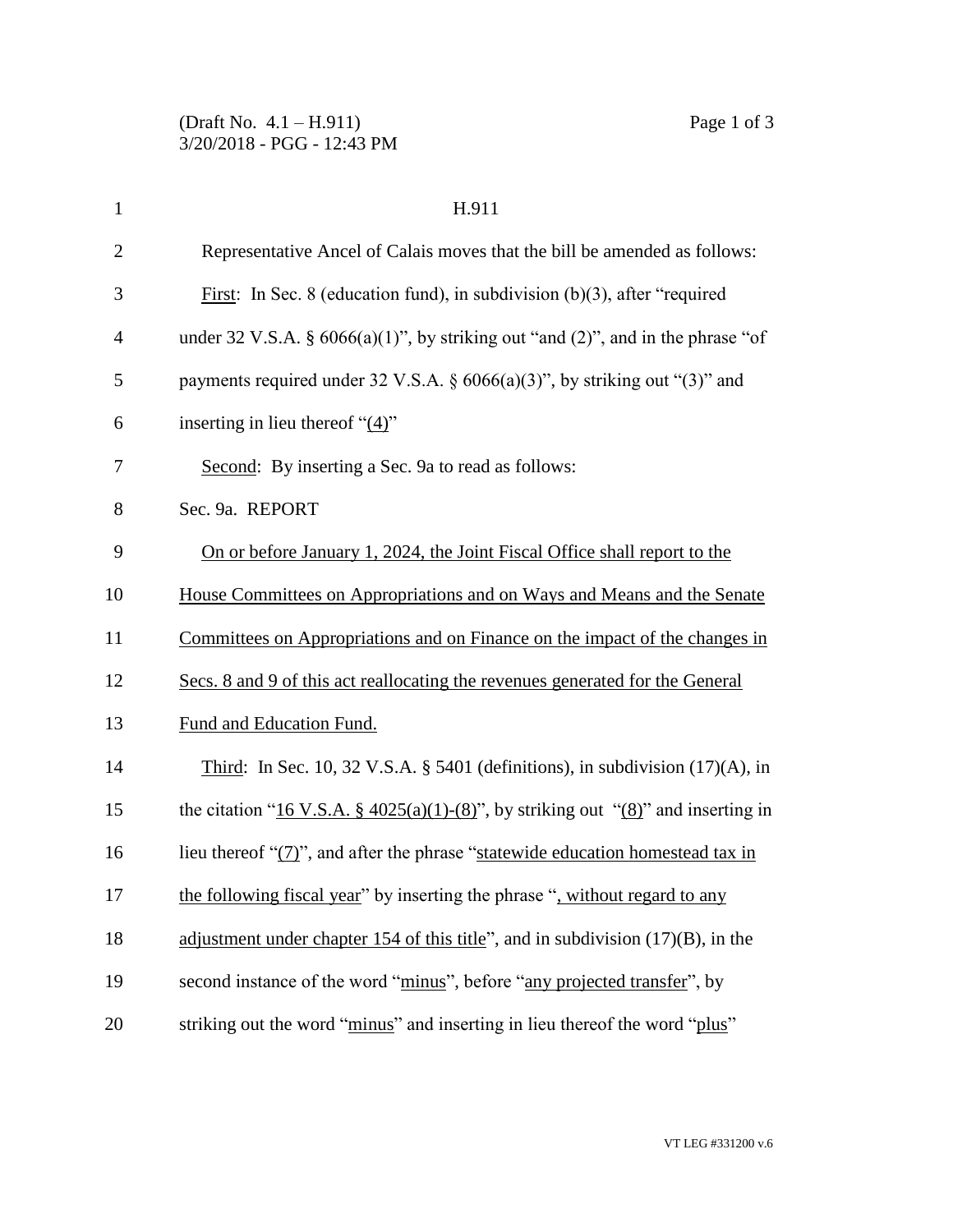H.911

Representative Ancel of Calais moves that the bill be amended as follows:

First: In Sec. 8 (education fund), in subdivision (b)(3), after "required under 32 V.S.A. § 6066(a)(1)", by striking out "and (2)", and in the phrase "of payments required under 32 V.S.A. § 6066(a)(3)", by striking out "(3)" and inserting in lieu thereof "(4)"

Second: By inserting a Sec. 9a to read as follows:

Sec. 9a. REPORT

On or before January 1, 2024, the Joint Fiscal Office shall report to the House Committees on Appropriations and on Ways and Means and the Senate Committees on Appropriations and on Finance on the impact of the changes in Secs. 8 and 9 of this act reallocating the revenues generated for the General Fund and Education Fund.

Third: In Sec. 10, 32 V.S.A. § 5401 (definitions), in subdivision (17)(A), in the citation "16 V.S.A. § 4025(a)(1)-(8)", by striking out "(8)" and inserting in lieu thereof "(7)", and after the phrase "statewide education homestead tax in the following fiscal year" by inserting the phrase ", without regard to any adjustment under chapter 154 of this title", and in subdivision (17)(B), in the second instance of the word "minus", before "any projected transfer", by striking out the word "minus" and inserting in lieu thereof the word "plus"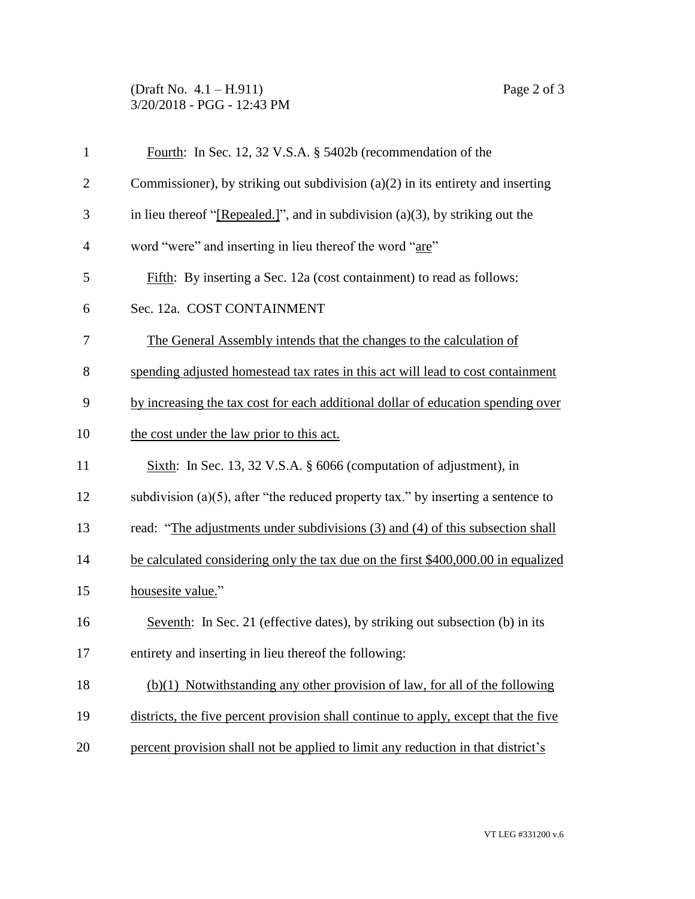Fourth: In Sec. 12, 32 V.S.A. § 5402b (recommendation of the Commissioner), by striking out subdivision (a)(2) in its entirety and inserting in lieu thereof "[Repealed.]", and in subdivision (a)(3), by striking out the word "were" and inserting in lieu thereof the word "are"

Fifth: By inserting a Sec. 12a (cost containment) to read as follows:

Sec. 12a. COST CONTAINMENT

The General Assembly intends that the changes to the calculation of spending adjusted homestead tax rates in this act will lead to cost containment by increasing the tax cost for each additional dollar of education spending over the cost under the law prior to this act.

Sixth: In Sec. 13, 32 V.S.A. § 6066 (computation of adjustment), in subdivision (a)(5), after "the reduced property tax." by inserting a sentence to read: "The adjustments under subdivisions (3) and (4) of this subsection shall be calculated considering only the tax due on the first $400,000.00 in equalized housesite value."

Seventh: In Sec. 21 (effective dates), by striking out subsection (b) in its entirety and inserting in lieu thereof the following:

(b)(1) Notwithstanding any other provision of law, for all of the following districts, the five percent provision shall continue to apply, except that the five percent provision shall not be applied to limit any reduction in that district's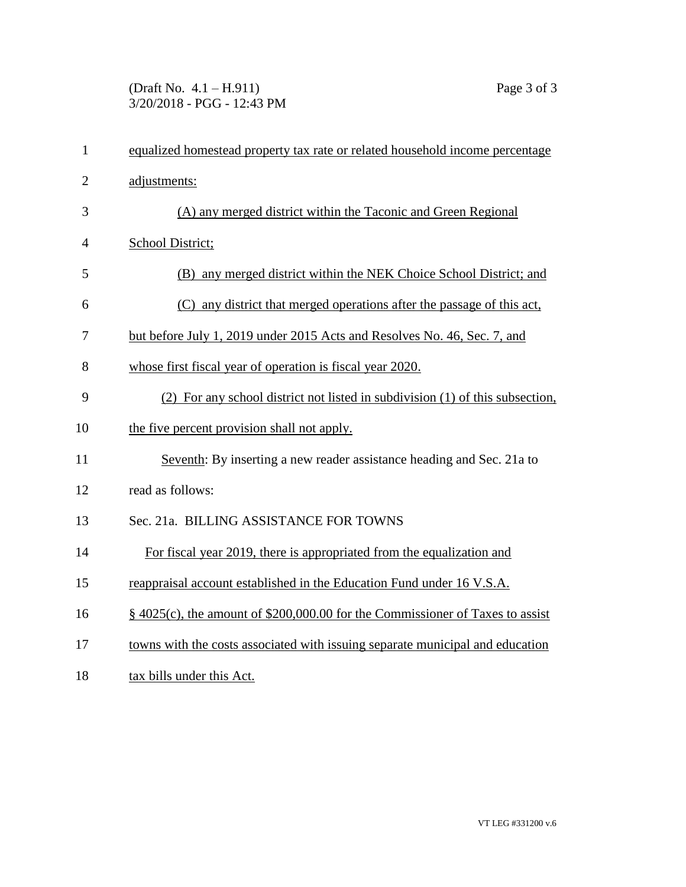equalized homestead property tax rate or related household income percentage adjustments:

(A) any merged district within the Taconic and Green Regional School District;

(B) any merged district within the NEK Choice School District; and

(C) any district that merged operations after the passage of this act, but before July 1, 2019 under 2015 Acts and Resolves No. 46, Sec. 7, and whose first fiscal year of operation is fiscal year 2020.

(2) For any school district not listed in subdivision (1) of this subsection, the five percent provision shall not apply.

Seventh: By inserting a new reader assistance heading and Sec. 21a to read as follows:

Sec. 21a. BILLING ASSISTANCE FOR TOWNS

For fiscal year 2019, there is appropriated from the equalization and reappraisal account established in the Education Fund under 16 V.S.A. § 4025(c), the amount of $200,000.00 for the Commissioner of Taxes to assist towns with the costs associated with issuing separate municipal and education tax bills under this Act.